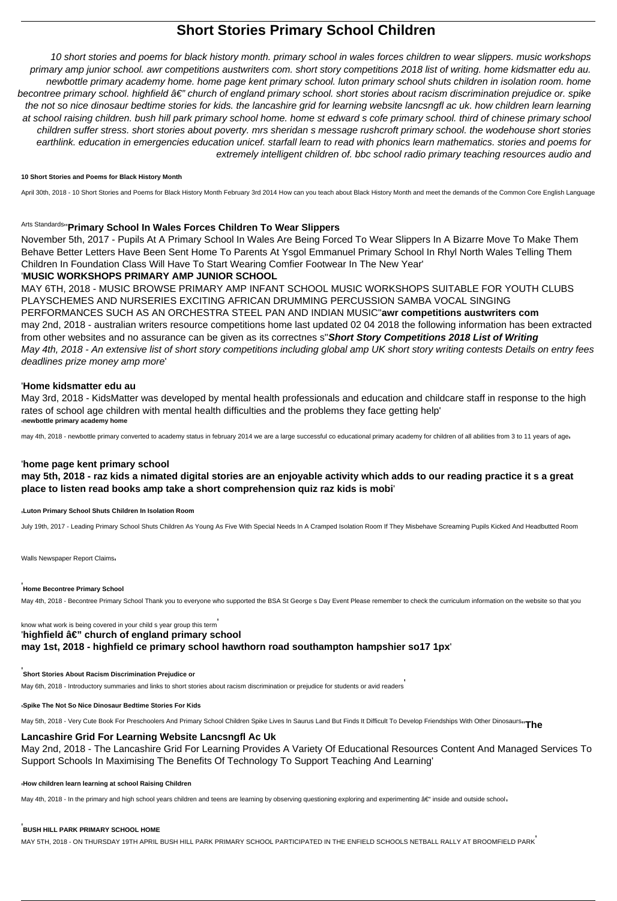# Short Stories Primary School Children

*10 short stories and poems for black history month. primary school in wales forces children to wear slippers. music workshops primary amp junior school. awr competitions austwriters com. short story competitions 2018 list of writing. home kidsmatter edu au. newbottle primary academy home. home page kent primary school. luton primary school shuts children in isolation room. home becontree primary school. highfield â€" church of england primary school. short stories about racism discrimination prejudice or. spike the not so nice dinosaur bedtime stories for kids. the lancashire grid for learning website lancsngfl ac uk. how children learn learning at school raising children. bush hill park primary school home. home st edward s cofe primary school. third of chinese primary school children suffer stress. short stories about poverty. mrs sheridan s message rushcroft primary school. the wodehouse short stories earthlink. education in emergencies education unicef. starfall learn to read with phonics learn mathematics. stories and poems for extremely intelligent children of. bbc school radio primary teaching resources audio and*

**10 Short Stories and Poems for Black History Month**

April 30th, 2018 - 10 Short Stories and Poems for Black History Month February 3rd 2014 How can you teach about Black History Month and meet the demands of the Common Core English Language Arts Standards''**Primary School In Wales Forces Children To Wear Slippers**

November 5th, 2017 - Pupils At A Primary School In Wales Are Being Forced To Wear Slippers In A Bizarre Move To Make Them Behave Better Letters Have Been Sent Home To Parents At Ysgol Emmanuel Primary School In Rhyl North Wales Telling Them Children In Foundation Class Will Have To Start Wearing Comfier Footwear In The New Year'

'**MUSIC WORKSHOPS PRIMARY AMP JUNIOR SCHOOL**

MAY 6TH, 2018 - MUSIC BROWSE PRIMARY AMP INFANT SCHOOL MUSIC WORKSHOPS SUITABLE FOR YOUTH CLUBS PLAYSCHEMES AND NURSERIES EXCITING AFRICAN DRUMMING PERCUSSION SAMBA VOCAL SINGING PERFORMANCES SUCH AS AN ORCHESTRA STEEL PAN AND INDIAN MUSIC''**awr competitions austwriters com**

may 2nd, 2018 - australian writers resource competitions home last updated 02 04 2018 the following information has been extracted from other websites and no assurance can be given as its correctnes s''***Short Story Competitions 2018 List of Writing***

*May 4th, 2018 - An extensive list of short story competitions including global amp UK short story writing contests Details on entry fees deadlines prize money amp more*'

'**Home kidsmatter edu au**

May 3rd, 2018 - KidsMatter was developed by mental health professionals and education and childcare staff in response to the high rates of school age children with mental health difficulties and the problems they face getting help'

'**newbottle primary academy home**

may 4th, 2018 - newbottle primary converted to academy status in february 2014 we are a large successful co educational primary academy for children of all abilities from 3 to 11 years of age'

'**home page kent primary school**

**may 5th, 2018 - raz kids a nimated digital stories are an enjoyable activity which adds to our reading practice it s a great place to listen read books amp take a short comprehension quiz raz kids is mobi**'

'**Luton Primary School Shuts Children In Isolation Room**

July 19th, 2017 - Leading Primary School Shuts Children As Young As Five With Special Needs In A Cramped Isolation Room If They Misbehave Screaming Pupils Kicked And Headbutted Room Walls Newspaper Report Claims'

'**Home Becontree Primary School**

May 4th, 2018 - Becontree Primary School Thank you to everyone who supported the BSA St George s Day Event Please remember to check the curriculum information on the website so that you know what work is being covered in your child s year group this term'

'**highfield â€" church of england primary school**

**may 1st, 2018 - highfield ce primary school hawthorn road southampton hampshier so17 1px**'

'**Short Stories About Racism Discrimination Prejudice or**

May 6th, 2018 - Introductory summaries and links to short stories about racism discrimination or prejudice for students or avid readers'

'**Spike The Not So Nice Dinosaur Bedtime Stories For Kids**

May 5th, 2018 - Very Cute Book For Preschoolers And Primary School Children Spike Lives In Saurus Land But Finds It Difficult To Develop Friendships With Other Dinosaurs''**The Lancashire Grid For Learning Website Lancsngfl Ac Uk**

May 2nd, 2018 - The Lancashire Grid For Learning Provides A Variety Of Educational Resources Content And Managed Services To Support Schools In Maximising The Benefits Of Technology To Support Teaching And Learning'

'**How children learn learning at school Raising Children**

May 4th, 2018 - In the primary and high school years children and teens are learning by observing questioning exploring and experimenting â€" inside and outside school'

'**BUSH HILL PARK PRIMARY SCHOOL HOME**

MAY 5TH, 2018 - ON THURSDAY 19TH APRIL BUSH HILL PARK PRIMARY SCHOOL PARTICIPATED IN THE ENFIELD SCHOOLS NETBALL RALLY AT BROOMFIELD PARK'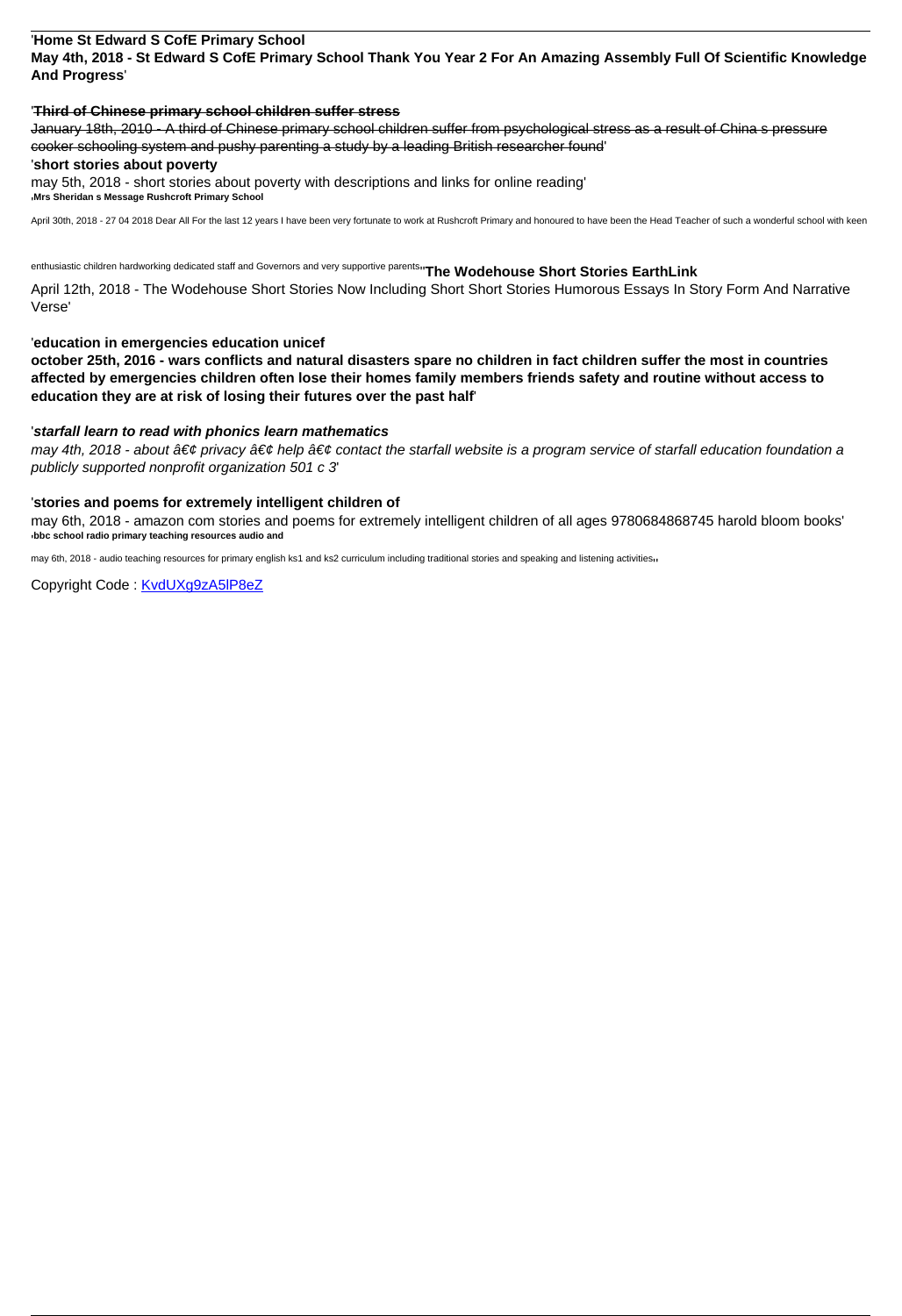'**Home St Edward S CofE Primary School**
**May 4th, 2018 - St Edward S CofE Primary School Thank You Year 2 For An Amazing Assembly Full Of Scientific Knowledge And Progress**'

'~~**Third of Chinese primary school children suffer stress**~~
~~January 18th, 2010 - A third of Chinese primary school children suffer from psychological stress as a result of China s pressure cooker schooling system and pushy parenting a study by a leading British researcher found~~'

'**short stories about poverty**
may 5th, 2018 - short stories about poverty with descriptions and links for online reading'
'**Mrs Sheridan s Message Rushcroft Primary School**

April 30th, 2018 - 27 04 2018 Dear All For the last 12 years I have been very fortunate to work at Rushcroft Primary and honoured to have been the Head Teacher of such a wonderful school with keen enthusiastic children hardworking dedicated staff and Governors and very supportive parents''**The Wodehouse Short Stories EarthLink**

April 12th, 2018 - The Wodehouse Short Stories Now Including Short Short Stories Humorous Essays In Story Form And Narrative Verse'

'**education in emergencies education unicef**
**october 25th, 2016 - wars conflicts and natural disasters spare no children in fact children suffer the most in countries affected by emergencies children often lose their homes family members friends safety and routine without access to education they are at risk of losing their futures over the past half**'

'***starfall learn to read with phonics learn mathematics***
*may 4th, 2018 - about â€¢ privacy â€¢ help â€¢ contact the starfall website is a program service of starfall education foundation a publicly supported nonprofit organization 501 c 3*'

'**stories and poems for extremely intelligent children of**
may 6th, 2018 - amazon com stories and poems for extremely intelligent children of all ages 9780684868745 harold bloom books'
'**bbc school radio primary teaching resources audio and**

may 6th, 2018 - audio teaching resources for primary english ks1 and ks2 curriculum including traditional stories and speaking and listening activities''

Copyright Code : KvdUXg9zA5lP8eZ